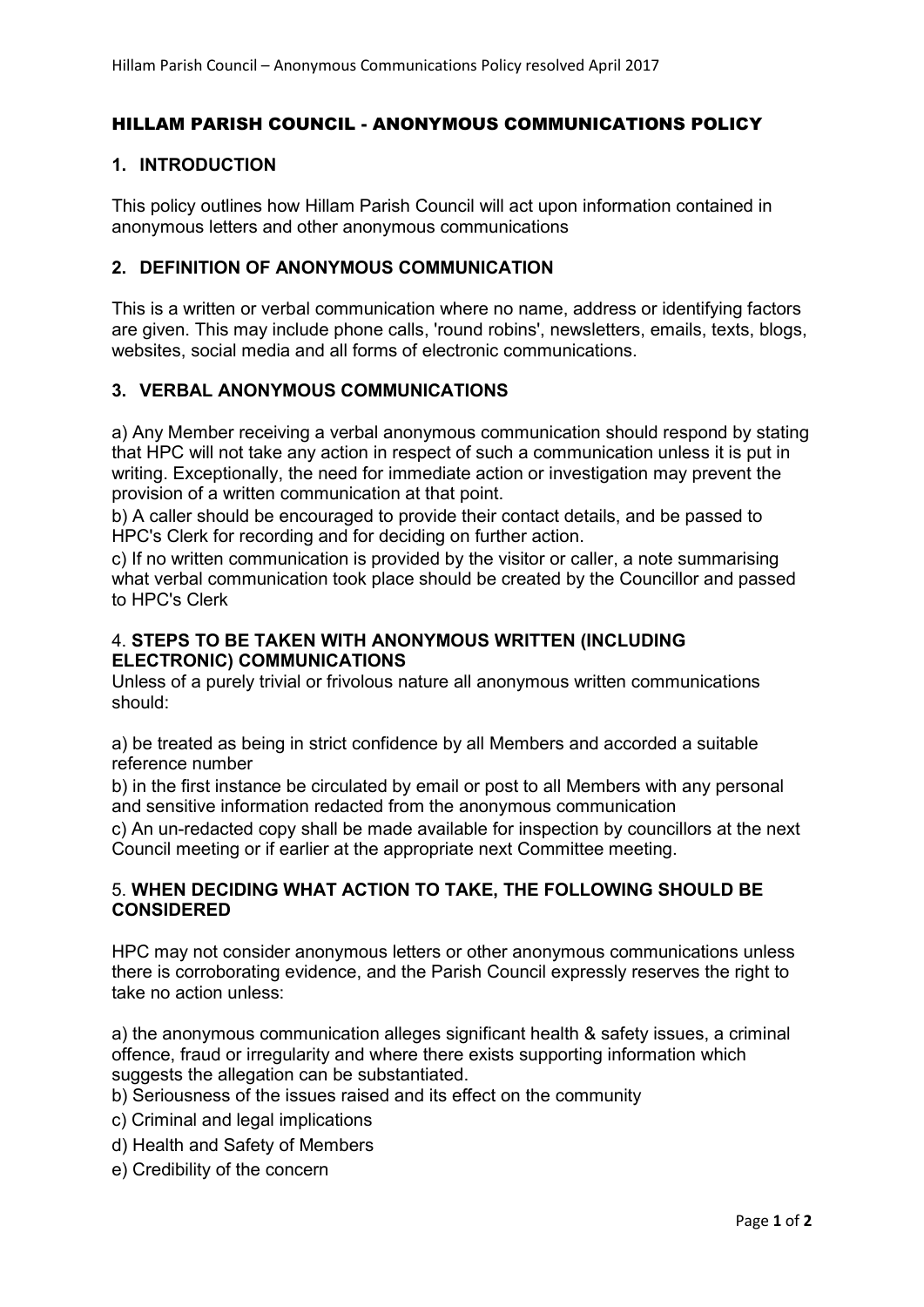# HILLAM PARISH COUNCIL - ANONYMOUS COMMUNICATIONS POLICY

## 1. INTRODUCTION

This policy outlines how Hillam Parish Council will act upon information contained in anonymous letters and other anonymous communications

## 2. DEFINITION OF ANONYMOUS COMMUNICATION

This is a written or verbal communication where no name, address or identifying factors are given. This may include phone calls, 'round robins', newsletters, emails, texts, blogs, websites, social media and all forms of electronic communications.

## 3. VERBAL ANONYMOUS COMMUNICATIONS

a) Any Member receiving a verbal anonymous communication should respond by stating that HPC will not take any action in respect of such a communication unless it is put in writing. Exceptionally, the need for immediate action or investigation may prevent the provision of a written communication at that point.
b) A caller should be encouraged to provide their contact details, and be passed to HPC's Clerk for recording and for deciding on further action.
c) If no written communication is provided by the visitor or caller, a note summarising what verbal communication took place should be created by the Councillor and passed to HPC's Clerk

## 4. STEPS TO BE TAKEN WITH ANONYMOUS WRITTEN (INCLUDING ELECTRONIC) COMMUNICATIONS

Unless of a purely trivial or frivolous nature all anonymous written communications should:

a) be treated as being in strict confidence by all Members and accorded a suitable reference number
b) in the first instance be circulated by email or post to all Members with any personal and sensitive information redacted from the anonymous communication
c) An un-redacted copy shall be made available for inspection by councillors at the next Council meeting or if earlier at the appropriate next Committee meeting.

## 5. WHEN DECIDING WHAT ACTION TO TAKE, THE FOLLOWING SHOULD BE CONSIDERED

HPC may not consider anonymous letters or other anonymous communications unless there is corroborating evidence, and the Parish Council expressly reserves the right to take no action unless:

a) the anonymous communication alleges significant health & safety issues, a criminal offence, fraud or irregularity and where there exists supporting information which suggests the allegation can be substantiated.
b) Seriousness of the issues raised and its effect on the community
c) Criminal and legal implications
d) Health and Safety of Members
e) Credibility of the concern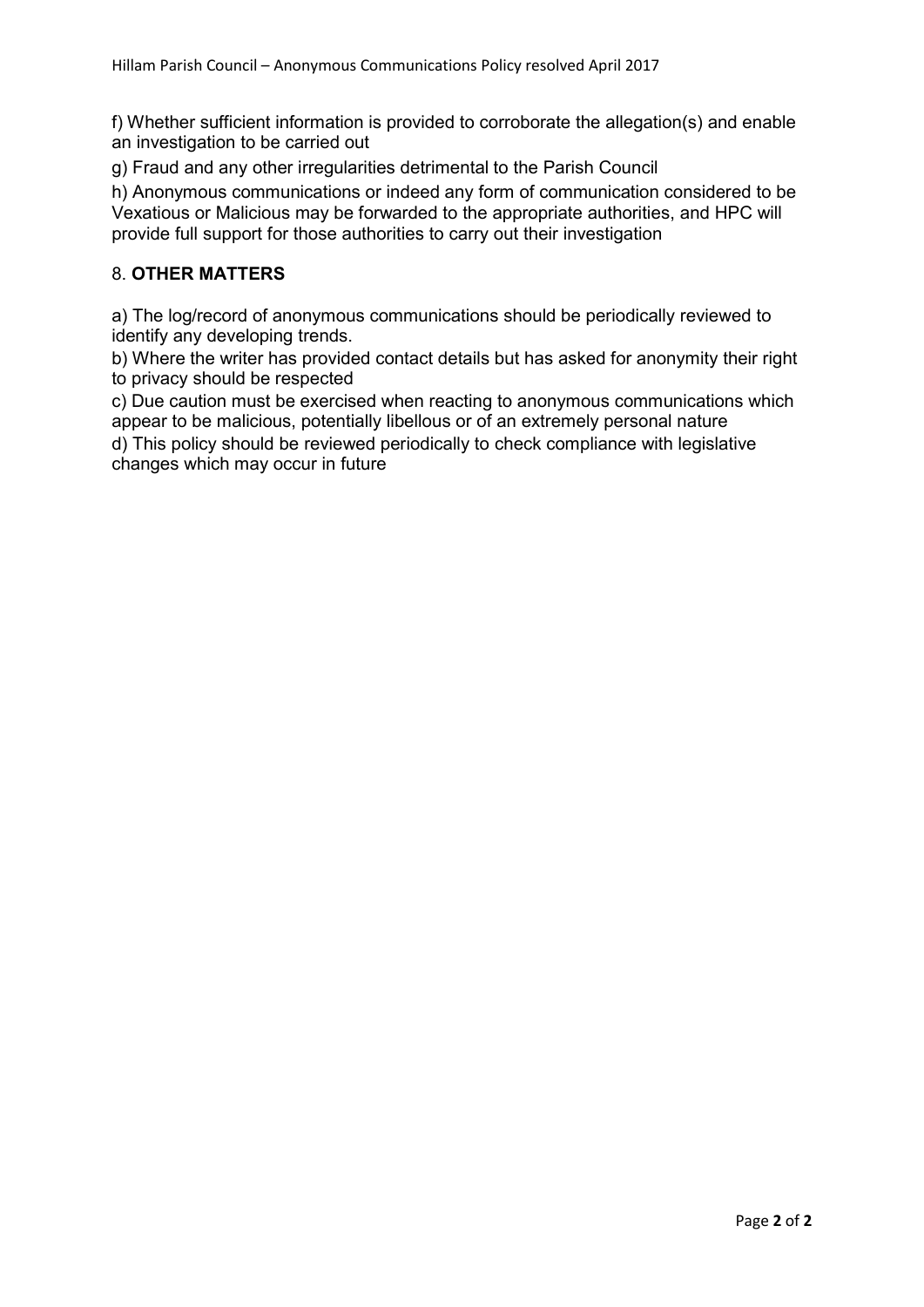f) Whether sufficient information is provided to corroborate the allegation(s) and enable an investigation to be carried out

g) Fraud and any other irregularities detrimental to the Parish Council

h) Anonymous communications or indeed any form of communication considered to be Vexatious or Malicious may be forwarded to the appropriate authorities, and HPC will provide full support for those authorities to carry out their investigation

## 8. **OTHER MATTERS**

a) The log/record of anonymous communications should be periodically reviewed to identify any developing trends.

b) Where the writer has provided contact details but has asked for anonymity their right to privacy should be respected

c) Due caution must be exercised when reacting to anonymous communications which appear to be malicious, potentially libellous or of an extremely personal nature

d) This policy should be reviewed periodically to check compliance with legislative changes which may occur in future